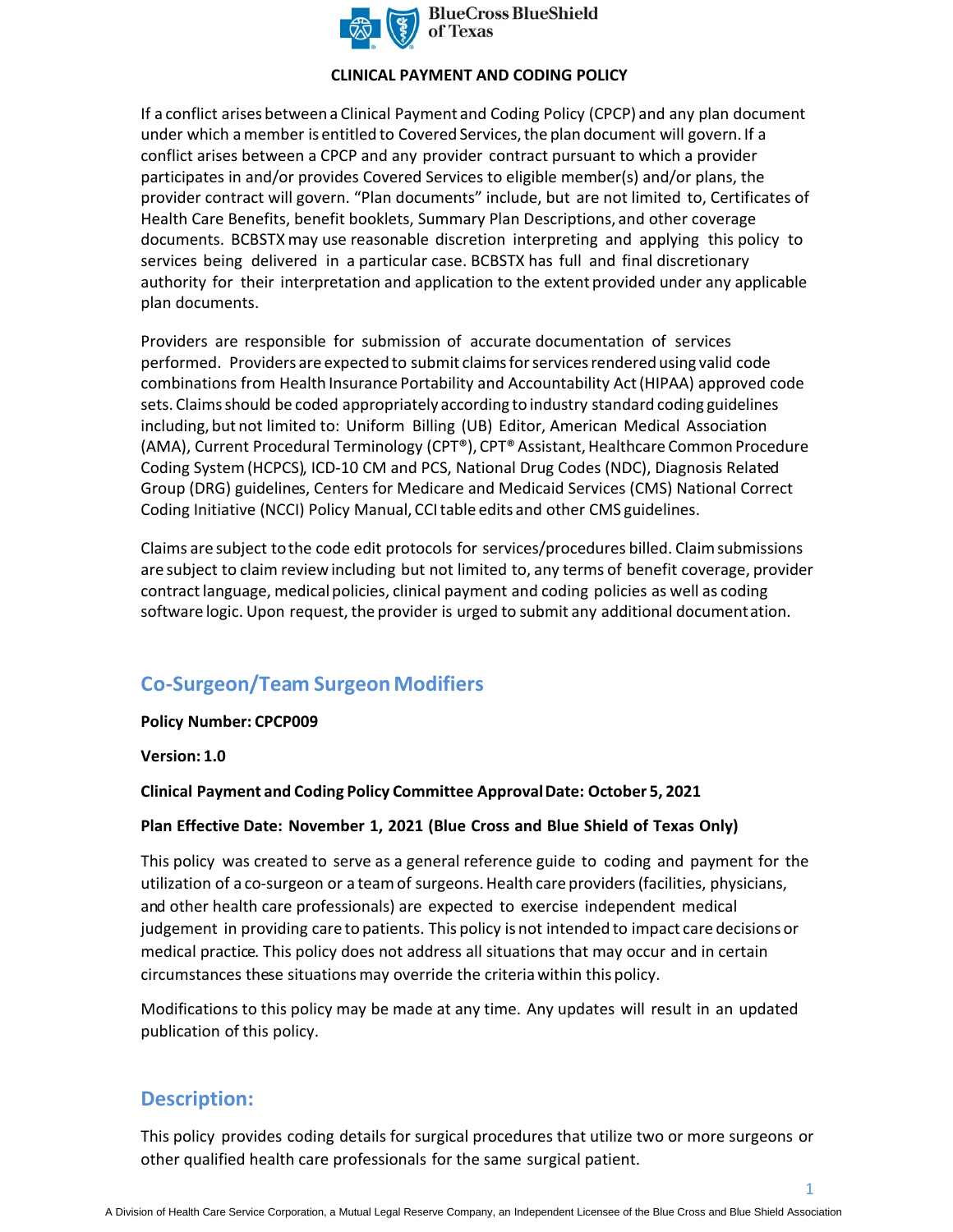**CLINICAL PAYMENT AND CODING POLICY**

If a conflict arises between a Clinical Payment and Coding Policy (CPCP) and any plan document under which a member is entitled to Covered Services, the plan document will govern. If a conflict arises between a CPCP and any provider contract pursuant to which a provider participates in and/or provides Covered Services to eligible member(s) and/or plans, the provider contract will govern. "Plan documents" include, but are not limited to, Certificates of Health Care Benefits, benefit booklets, Summary Plan Descriptions, and other coverage documents. BCBSTX may use reasonable discretion interpreting and applying this policy to services being delivered in a particular case. BCBSTX has full and final discretionary authority for their interpretation and application to the extent provided under any applicable plan documents.

Providers are responsible for submission of accurate documentation of services performed. Providers are expected to submit claims for services rendered using valid code combinations from Health Insurance Portability and Accountability Act (HIPAA) approved code sets. Claims should be coded appropriately according to industry standard coding guidelines including, but not limited to: Uniform Billing (UB) Editor, American Medical Association (AMA), Current Procedural Terminology (CPT®), CPT® Assistant, Healthcare Common Procedure Coding System (HCPCS), ICD-10 CM and PCS, National Drug Codes (NDC), Diagnosis Related Group (DRG) guidelines, Centers for Medicare and Medicaid Services (CMS) National Correct Coding Initiative (NCCI) Policy Manual, CCI table edits and other CMS guidelines.

Claims are subject to the code edit protocols for services/procedures billed. Claim submissions are subject to claim review including but not limited to, any terms of benefit coverage, provider contract language, medical policies, clinical payment and coding policies as well as coding software logic. Upon request, the provider is urged to submit any additional documentation.

## Co-Surgeon/Team Surgeon Modifiers

**Policy Number: CPCP009**

**Version: 1.0**

**Clinical Payment and Coding Policy Committee Approval Date: October 5, 2021**

**Plan Effective Date: November 1, 2021 (Blue Cross and Blue Shield of Texas Only)**

This policy was created to serve as a general reference guide to coding and payment for the utilization of a co-surgeon or a team of surgeons. Health care providers (facilities, physicians, and other health care professionals) are expected to exercise independent medical judgement in providing care to patients. This policy is not intended to impact care decisions or medical practice. This policy does not address all situations that may occur and in certain circumstances these situations may override the criteria within this policy.

Modifications to this policy may be made at any time. Any updates will result in an updated publication of this policy.

## Description:

This policy provides coding details for surgical procedures that utilize two or more surgeons or other qualified health care professionals for the same surgical patient.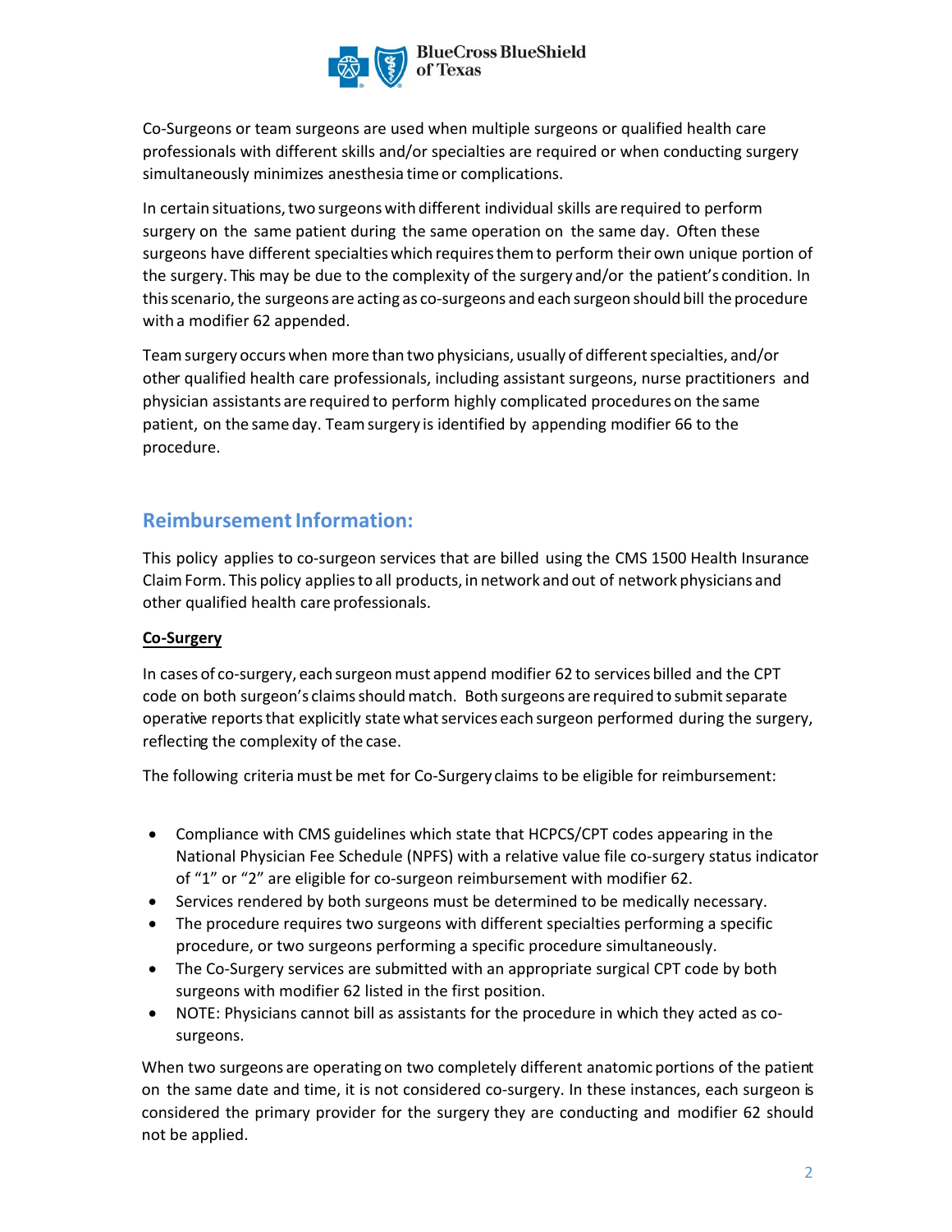Co-Surgeons or team surgeons are used when multiple surgeons or qualified health care professionals with different skills and/or specialties are required or when conducting surgery simultaneously minimizes anesthesia time or complications.

In certain situations, two surgeons with different individual skills are required to perform surgery on the same patient during the same operation on the same day. Often these surgeons have different specialties which requires them to perform their own unique portion of the surgery. This may be due to the complexity of the surgery and/or the patient's condition. In this scenario, the surgeons are acting as co-surgeons and each surgeon should bill the procedure with a modifier 62 appended.

Team surgery occurs when more than two physicians, usually of different specialties, and/or other qualified health care professionals, including assistant surgeons, nurse practitioners and physician assistants are required to perform highly complicated procedures on the same patient, on the same day. Team surgery is identified by appending modifier 66 to the procedure.

## Reimbursement Information:

This policy applies to co-surgeon services that are billed using the CMS 1500 Health Insurance Claim Form. This policy applies to all products, in network and out of network physicians and other qualified health care professionals.

**Co-Surgery**

In cases of co-surgery, each surgeon must append modifier 62 to services billed and the CPT code on both surgeon's claims should match. Both surgeons are required to submit separate operative reports that explicitly state what services each surgeon performed during the surgery, reflecting the complexity of the case.

The following criteria must be met for Co-Surgery claims to be eligible for reimbursement:

- Compliance with CMS guidelines which state that HCPCS/CPT codes appearing in the National Physician Fee Schedule (NPFS) with a relative value file co-surgery status indicator of "1" or "2" are eligible for co-surgeon reimbursement with modifier 62.
- Services rendered by both surgeons must be determined to be medically necessary.
- The procedure requires two surgeons with different specialties performing a specific procedure, or two surgeons performing a specific procedure simultaneously.
- The Co-Surgery services are submitted with an appropriate surgical CPT code by both surgeons with modifier 62 listed in the first position.
- NOTE: Physicians cannot bill as assistants for the procedure in which they acted as co-surgeons.

When two surgeons are operating on two completely different anatomic portions of the patient on the same date and time, it is not considered co-surgery. In these instances, each surgeon is considered the primary provider for the surgery they are conducting and modifier 62 should not be applied.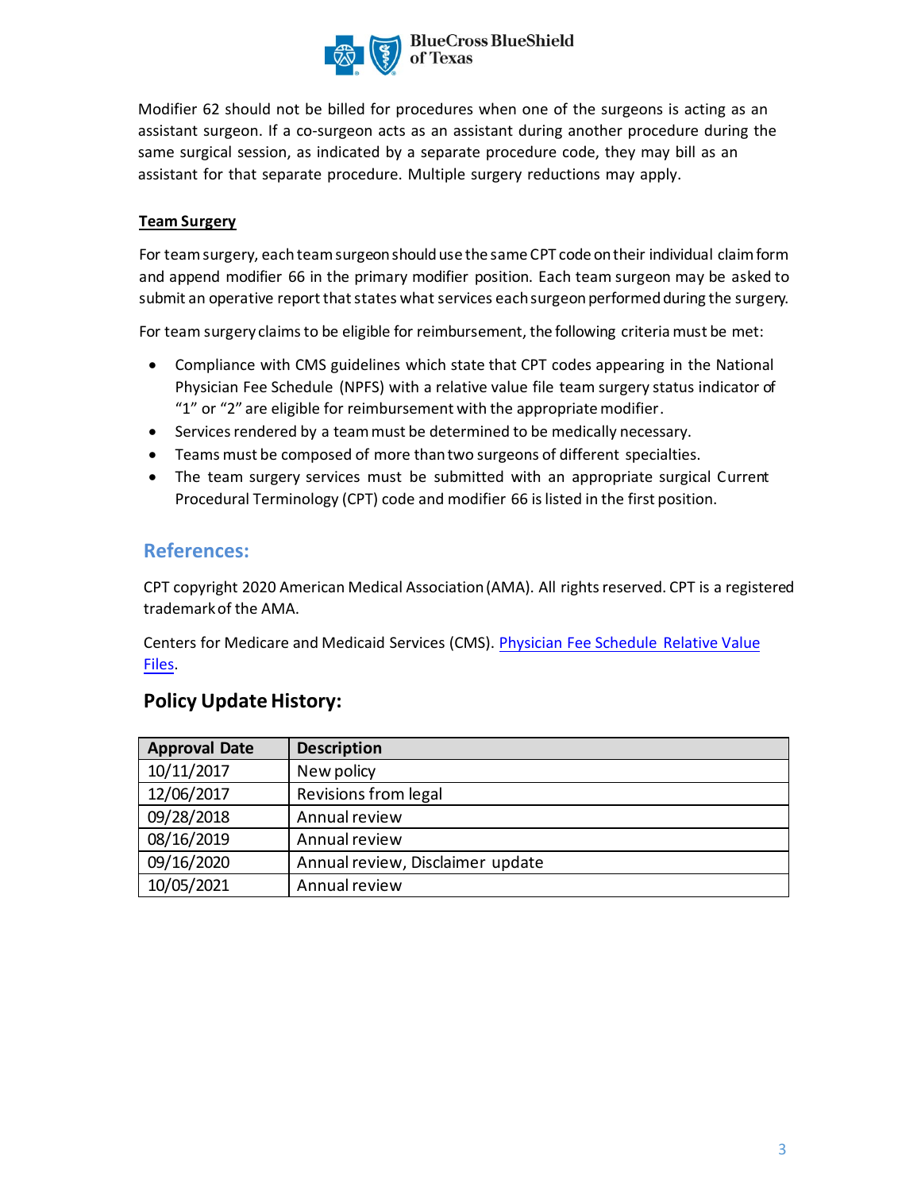Modifier 62 should not be billed for procedures when one of the surgeons is acting as an assistant surgeon. If a co-surgeon acts as an assistant during another procedure during the same surgical session, as indicated by a separate procedure code, they may bill as an assistant for that separate procedure. Multiple surgery reductions may apply.

**Team Surgery**

For team surgery, each team surgeon should use the same CPT code on their individual claim form and append modifier 66 in the primary modifier position. Each team surgeon may be asked to submit an operative report that states what services each surgeon performed during the surgery.

For team surgery claims to be eligible for reimbursement, the following criteria must be met:

- Compliance with CMS guidelines which state that CPT codes appearing in the National Physician Fee Schedule (NPFS) with a relative value file team surgery status indicator of "1" or "2" are eligible for reimbursement with the appropriate modifier.
- Services rendered by a team must be determined to be medically necessary.
- Teams must be composed of more than two surgeons of different specialties.
- The team surgery services must be submitted with an appropriate surgical Current Procedural Terminology (CPT) code and modifier 66 is listed in the first position.

## References:

CPT copyright 2020 American Medical Association (AMA). All rights reserved. CPT is a registered trademark of the AMA.

Centers for Medicare and Medicaid Services (CMS). Physician Fee Schedule Relative Value Files.

## Policy Update History:

| Approval Date | Description |
|---|---|
| 10/11/2017 | New policy |
| 12/06/2017 | Revisions from legal |
| 09/28/2018 | Annual review |
| 08/16/2019 | Annual review |
| 09/16/2020 | Annual review, Disclaimer update |
| 10/05/2021 | Annual review |